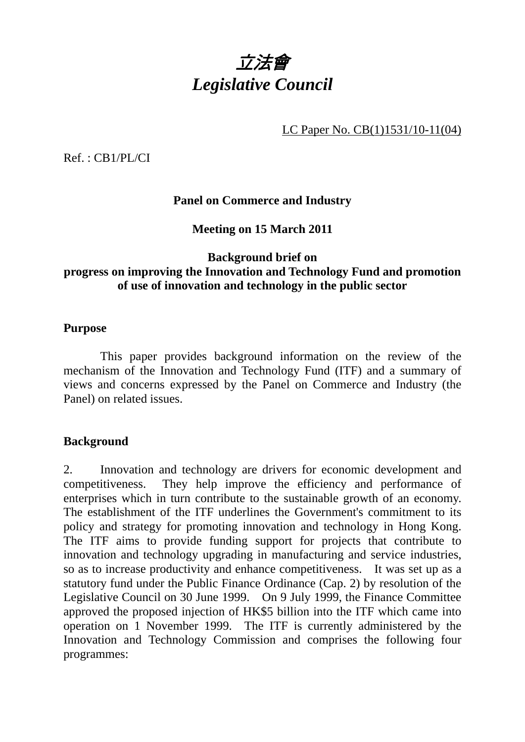# *立法會*
# *Legislative Council*

LC Paper No. CB(1)1531/10-11(04)

Ref. : CB1/PL/CI

**Panel on Commerce and Industry**

**Meeting on 15 March 2011**

**Background brief on**
**progress on improving the Innovation and Technology Fund and promotion of use of innovation and technology in the public sector**

**Purpose**

This paper provides background information on the review of the mechanism of the Innovation and Technology Fund (ITF) and a summary of views and concerns expressed by the Panel on Commerce and Industry (the Panel) on related issues.

**Background**

2. Innovation and technology are drivers for economic development and competitiveness. They help improve the efficiency and performance of enterprises which in turn contribute to the sustainable growth of an economy. The establishment of the ITF underlines the Government's commitment to its policy and strategy for promoting innovation and technology in Hong Kong. The ITF aims to provide funding support for projects that contribute to innovation and technology upgrading in manufacturing and service industries, so as to increase productivity and enhance competitiveness. It was set up as a statutory fund under the Public Finance Ordinance (Cap. 2) by resolution of the Legislative Council on 30 June 1999. On 9 July 1999, the Finance Committee approved the proposed injection of HK$5 billion into the ITF which came into operation on 1 November 1999. The ITF is currently administered by the Innovation and Technology Commission and comprises the following four programmes: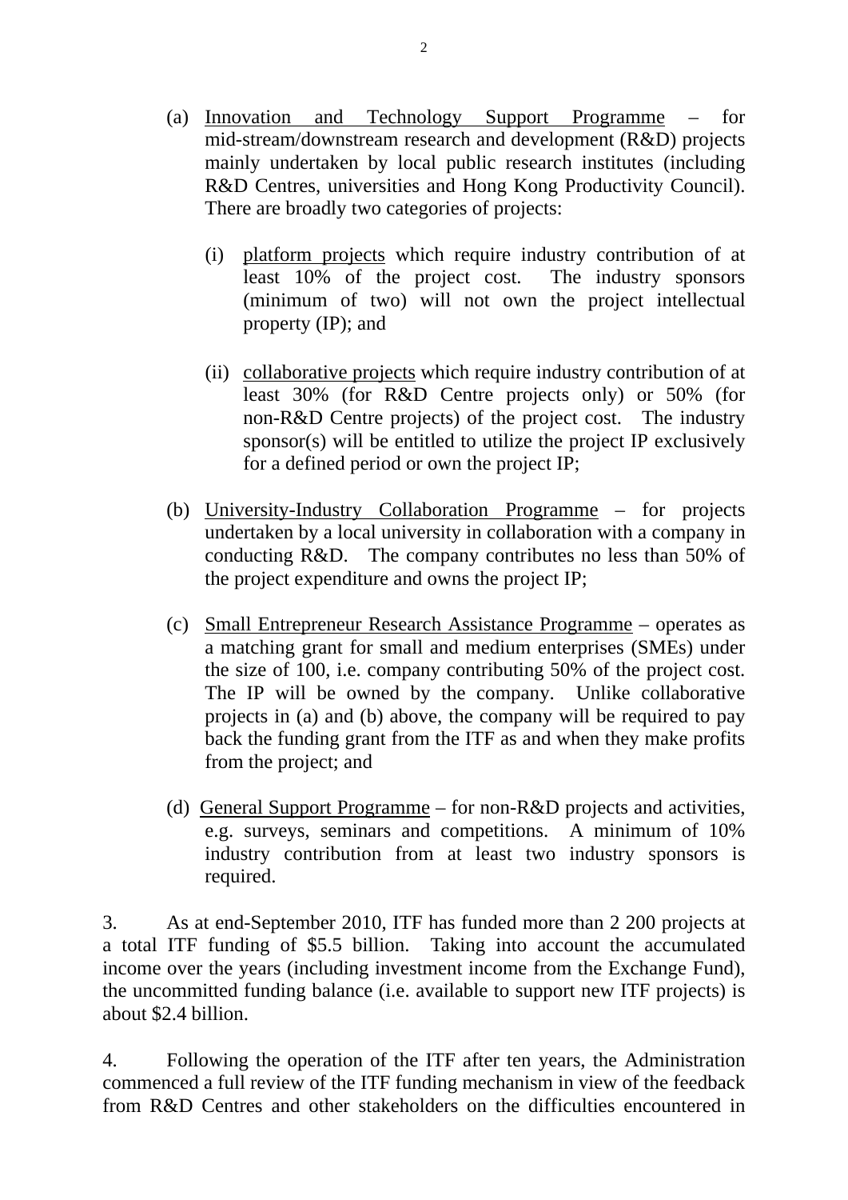(a) Innovation and Technology Support Programme – for mid-stream/downstream research and development (R&D) projects mainly undertaken by local public research institutes (including R&D Centres, universities and Hong Kong Productivity Council). There are broadly two categories of projects:

   (i) platform projects which require industry contribution of at least 10% of the project cost. The industry sponsors (minimum of two) will not own the project intellectual property (IP); and

   (ii) collaborative projects which require industry contribution of at least 30% (for R&D Centre projects only) or 50% (for non-R&D Centre projects) of the project cost. The industry sponsor(s) will be entitled to utilize the project IP exclusively for a defined period or own the project IP;

(b) University-Industry Collaboration Programme – for projects undertaken by a local university in collaboration with a company in conducting R&D. The company contributes no less than 50% of the project expenditure and owns the project IP;

(c) Small Entrepreneur Research Assistance Programme – operates as a matching grant for small and medium enterprises (SMEs) under the size of 100, i.e. company contributing 50% of the project cost. The IP will be owned by the company. Unlike collaborative projects in (a) and (b) above, the company will be required to pay back the funding grant from the ITF as and when they make profits from the project; and

(d) General Support Programme – for non-R&D projects and activities, e.g. surveys, seminars and competitions. A minimum of 10% industry contribution from at least two industry sponsors is required.

3. As at end-September 2010, ITF has funded more than 2 200 projects at a total ITF funding of $5.5 billion. Taking into account the accumulated income over the years (including investment income from the Exchange Fund), the uncommitted funding balance (i.e. available to support new ITF projects) is about $2.4 billion.

4. Following the operation of the ITF after ten years, the Administration commenced a full review of the ITF funding mechanism in view of the feedback from R&D Centres and other stakeholders on the difficulties encountered in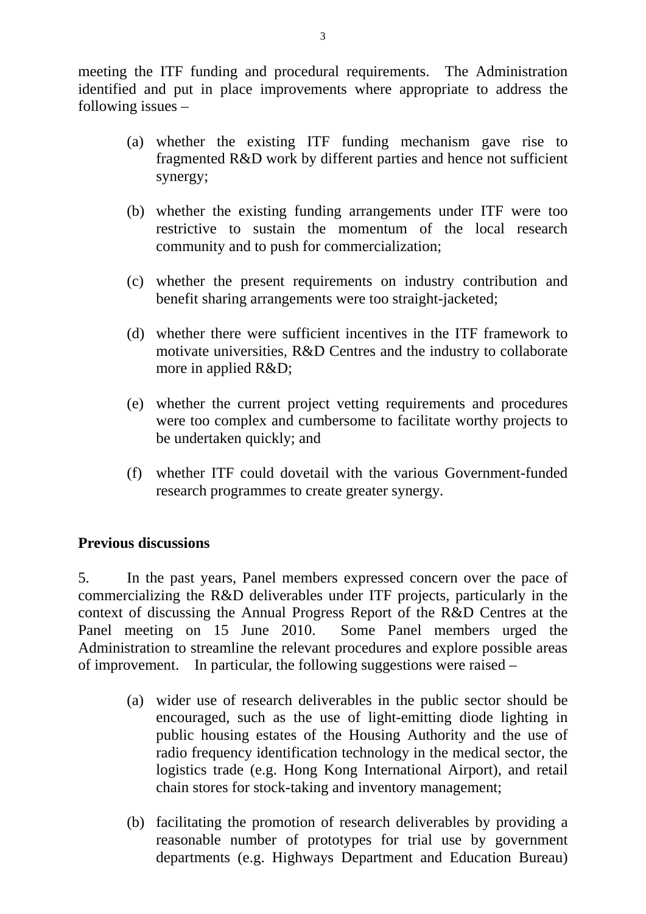meeting the ITF funding and procedural requirements. The Administration identified and put in place improvements where appropriate to address the following issues –

(a) whether the existing ITF funding mechanism gave rise to fragmented R&D work by different parties and hence not sufficient synergy;

(b) whether the existing funding arrangements under ITF were too restrictive to sustain the momentum of the local research community and to push for commercialization;

(c) whether the present requirements on industry contribution and benefit sharing arrangements were too straight-jacketed;

(d) whether there were sufficient incentives in the ITF framework to motivate universities, R&D Centres and the industry to collaborate more in applied R&D;

(e) whether the current project vetting requirements and procedures were too complex and cumbersome to facilitate worthy projects to be undertaken quickly; and

(f) whether ITF could dovetail with the various Government-funded research programmes to create greater synergy.

**Previous discussions**

5. In the past years, Panel members expressed concern over the pace of commercializing the R&D deliverables under ITF projects, particularly in the context of discussing the Annual Progress Report of the R&D Centres at the Panel meeting on 15 June 2010. Some Panel members urged the Administration to streamline the relevant procedures and explore possible areas of improvement. In particular, the following suggestions were raised –

(a) wider use of research deliverables in the public sector should be encouraged, such as the use of light-emitting diode lighting in public housing estates of the Housing Authority and the use of radio frequency identification technology in the medical sector, the logistics trade (e.g. Hong Kong International Airport), and retail chain stores for stock-taking and inventory management;

(b) facilitating the promotion of research deliverables by providing a reasonable number of prototypes for trial use by government departments (e.g. Highways Department and Education Bureau)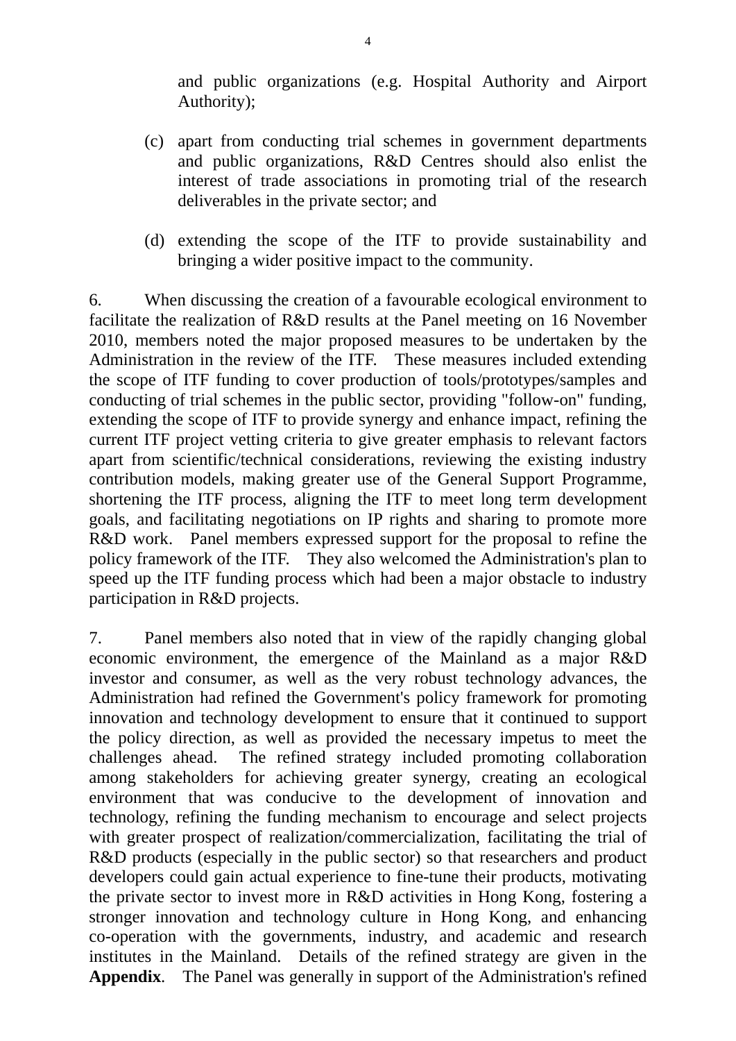and public organizations (e.g. Hospital Authority and Airport Authority);

(c) apart from conducting trial schemes in government departments and public organizations, R&D Centres should also enlist the interest of trade associations in promoting trial of the research deliverables in the private sector; and

(d) extending the scope of the ITF to provide sustainability and bringing a wider positive impact to the community.

6. When discussing the creation of a favourable ecological environment to facilitate the realization of R&D results at the Panel meeting on 16 November 2010, members noted the major proposed measures to be undertaken by the Administration in the review of the ITF. These measures included extending the scope of ITF funding to cover production of tools/prototypes/samples and conducting of trial schemes in the public sector, providing "follow-on" funding, extending the scope of ITF to provide synergy and enhance impact, refining the current ITF project vetting criteria to give greater emphasis to relevant factors apart from scientific/technical considerations, reviewing the existing industry contribution models, making greater use of the General Support Programme, shortening the ITF process, aligning the ITF to meet long term development goals, and facilitating negotiations on IP rights and sharing to promote more R&D work. Panel members expressed support for the proposal to refine the policy framework of the ITF. They also welcomed the Administration's plan to speed up the ITF funding process which had been a major obstacle to industry participation in R&D projects.

7. Panel members also noted that in view of the rapidly changing global economic environment, the emergence of the Mainland as a major R&D investor and consumer, as well as the very robust technology advances, the Administration had refined the Government's policy framework for promoting innovation and technology development to ensure that it continued to support the policy direction, as well as provided the necessary impetus to meet the challenges ahead. The refined strategy included promoting collaboration among stakeholders for achieving greater synergy, creating an ecological environment that was conducive to the development of innovation and technology, refining the funding mechanism to encourage and select projects with greater prospect of realization/commercialization, facilitating the trial of R&D products (especially in the public sector) so that researchers and product developers could gain actual experience to fine-tune their products, motivating the private sector to invest more in R&D activities in Hong Kong, fostering a stronger innovation and technology culture in Hong Kong, and enhancing co-operation with the governments, industry, and academic and research institutes in the Mainland. Details of the refined strategy are given in the **Appendix**. The Panel was generally in support of the Administration's refined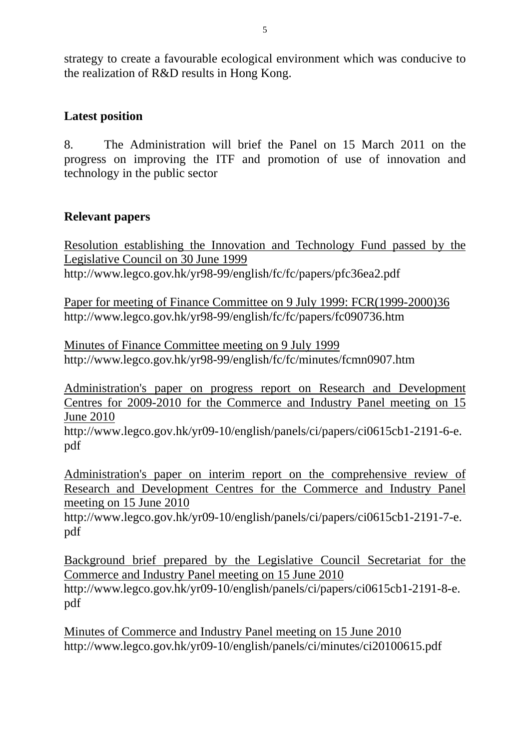strategy to create a favourable ecological environment which was conducive to the realization of R&D results in Hong Kong.

**Latest position**

8. The Administration will brief the Panel on 15 March 2011 on the progress on improving the ITF and promotion of use of innovation and technology in the public sector

**Relevant papers**

Resolution establishing the Innovation and Technology Fund passed by the Legislative Council on 30 June 1999
http://www.legco.gov.hk/yr98-99/english/fc/fc/papers/pfc36ea2.pdf

Paper for meeting of Finance Committee on 9 July 1999: FCR(1999-2000)36
http://www.legco.gov.hk/yr98-99/english/fc/fc/papers/fc090736.htm

Minutes of Finance Committee meeting on 9 July 1999
http://www.legco.gov.hk/yr98-99/english/fc/fc/minutes/fcmn0907.htm

Administration's paper on progress report on Research and Development Centres for 2009-2010 for the Commerce and Industry Panel meeting on 15 June 2010
http://www.legco.gov.hk/yr09-10/english/panels/ci/papers/ci0615cb1-2191-6-e.pdf

Administration's paper on interim report on the comprehensive review of Research and Development Centres for the Commerce and Industry Panel meeting on 15 June 2010
http://www.legco.gov.hk/yr09-10/english/panels/ci/papers/ci0615cb1-2191-7-e.pdf

Background brief prepared by the Legislative Council Secretariat for the Commerce and Industry Panel meeting on 15 June 2010
http://www.legco.gov.hk/yr09-10/english/panels/ci/papers/ci0615cb1-2191-8-e.pdf

Minutes of Commerce and Industry Panel meeting on 15 June 2010
http://www.legco.gov.hk/yr09-10/english/panels/ci/minutes/ci20100615.pdf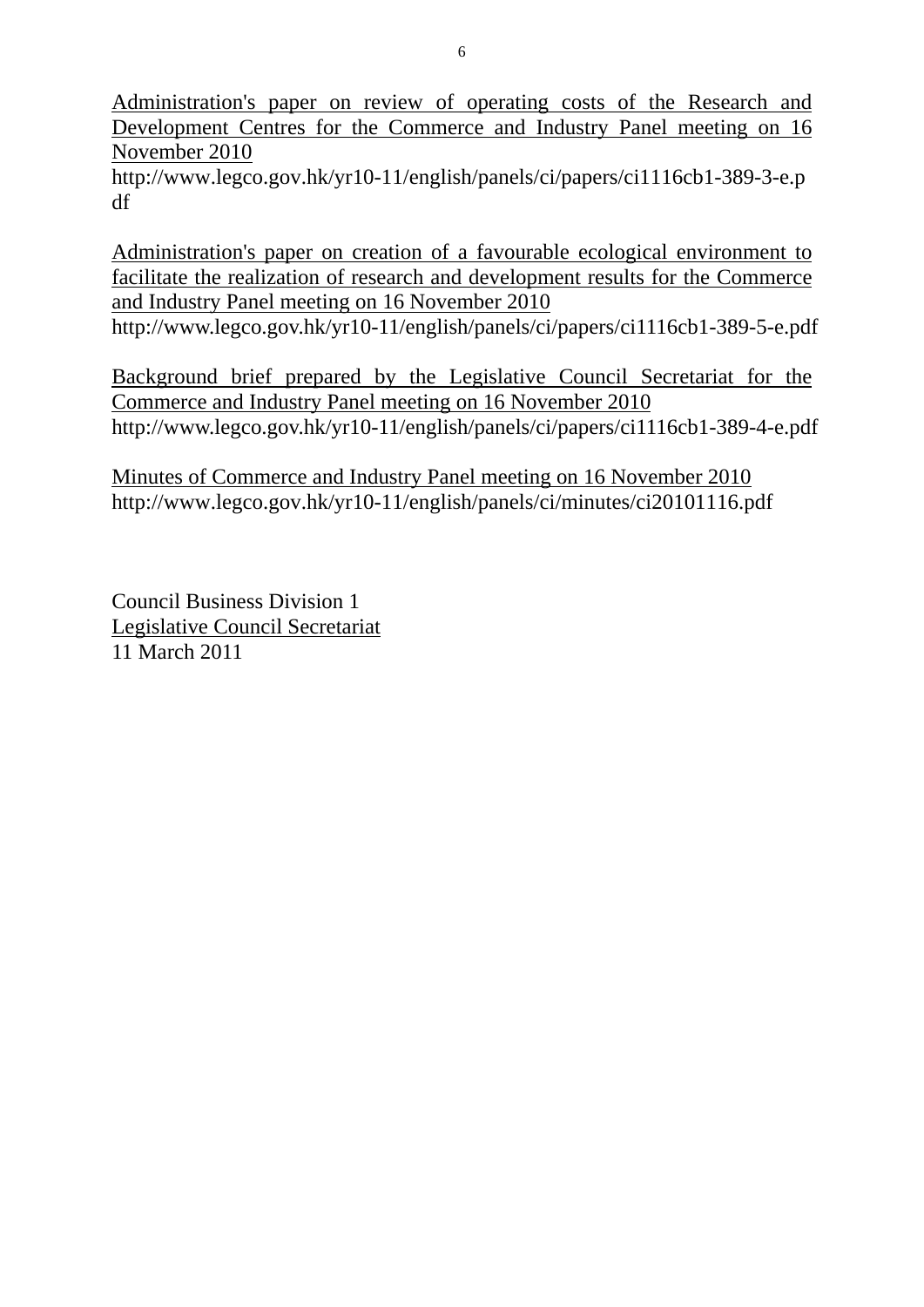Administration's paper on review of operating costs of the Research and Development Centres for the Commerce and Industry Panel meeting on 16 November 2010
http://www.legco.gov.hk/yr10-11/english/panels/ci/papers/ci1116cb1-389-3-e.pdf

Administration's paper on creation of a favourable ecological environment to facilitate the realization of research and development results for the Commerce and Industry Panel meeting on 16 November 2010
http://www.legco.gov.hk/yr10-11/english/panels/ci/papers/ci1116cb1-389-5-e.pdf

Background brief prepared by the Legislative Council Secretariat for the Commerce and Industry Panel meeting on 16 November 2010
http://www.legco.gov.hk/yr10-11/english/panels/ci/papers/ci1116cb1-389-4-e.pdf

Minutes of Commerce and Industry Panel meeting on 16 November 2010
http://www.legco.gov.hk/yr10-11/english/panels/ci/minutes/ci20101116.pdf

Council Business Division 1
Legislative Council Secretariat
11 March 2011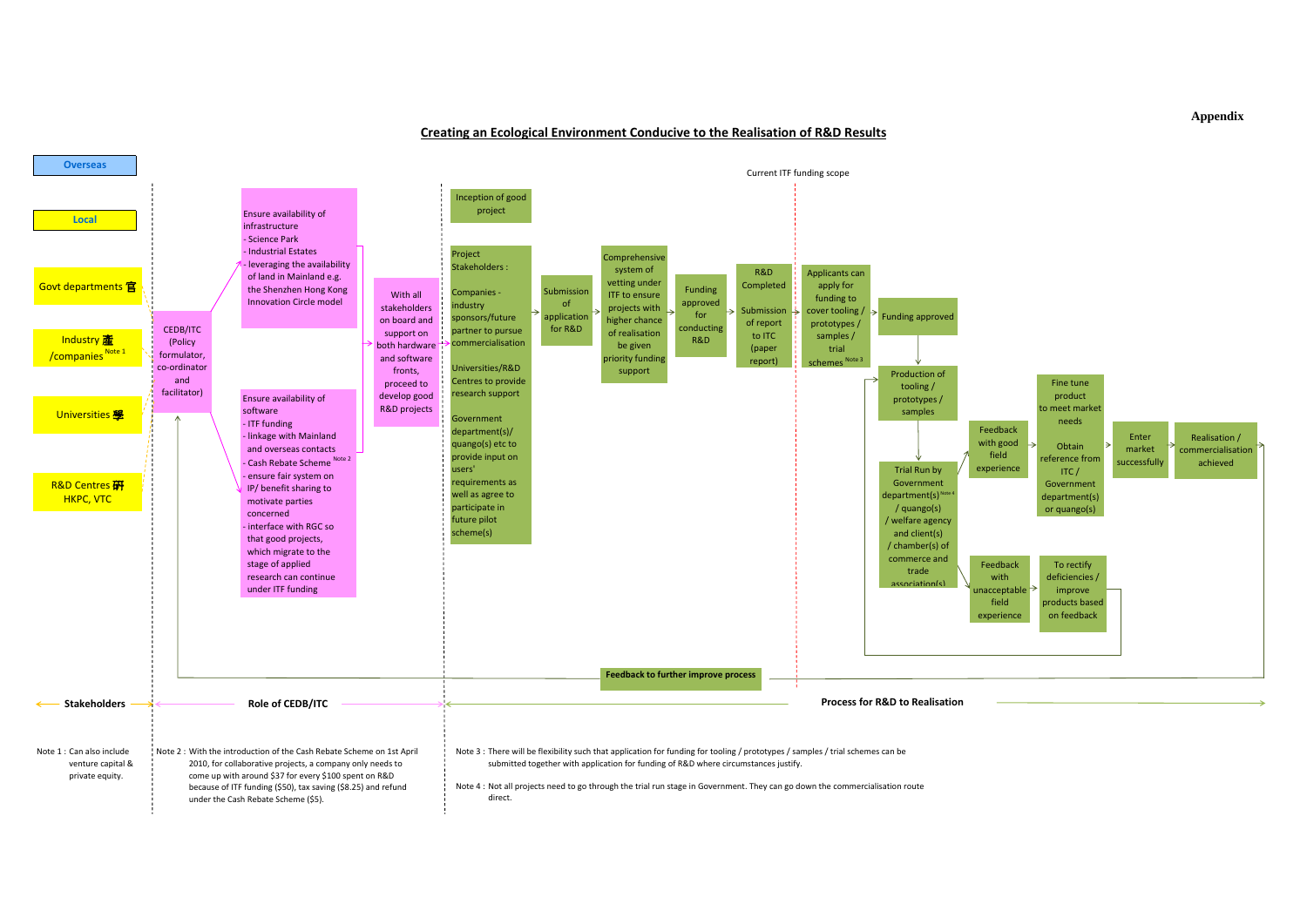**Appendix**

## Creating an Ecological Environment Conducive to the Realisation of R&D Results

Overseas

Local

Govt departments 官

Industry 產 /companies Note 1

Universities 學

R&D Centres 研 HKPC, VTC

CEDB/ITC (Policy formulator, co-ordinator and facilitator)

Ensure availability of infrastructure
- Science Park
- Industrial Estates
- leveraging the availability of land in Mainland e.g. the Shenzhen Hong Kong Innovation Circle model

Ensure availability of software
- ITF funding
- linkage with Mainland and overseas contacts
- Cash Rebate Scheme Note 2
- ensure fair system on IP/ benefit sharing to motivate parties concerned
- interface with RGC so that good projects, which migrate to the stage of applied research can continue under ITF funding

With all stakeholders on board and support on both hardware and software fronts, proceed to develop good R&D projects

Inception of good project

Project Stakeholders :

Companies - industry sponsors/future partner to pursue commercialisation

Universities/R&D Centres to provide research support

Government department(s)/ quango(s) etc to provide input on users' requirements as well as agree to participate in future pilot scheme(s)

Submission of application for R&D

Comprehensive system of vetting under ITF to ensure projects with higher chance of realisation be given priority funding support

Funding approved for conducting R&D

R&D Completed

Submission of report to ITC (paper report)

Current ITF funding scope

Applicants can apply for funding to cover tooling / prototypes / samples / trial schemes Note 3

Funding approved

Production of tooling / prototypes / samples

Trial Run by Government department(s) Note 4 / quango(s) / welfare agency and client(s) / chamber(s) of commerce and trade association(s)

Feedback with good field experience

Fine tune product to meet market needs

Obtain reference from ITC / Government department(s) or quango(s)

Enter market successfully

Realisation / commercialisation achieved

Feedback with unacceptable field experience

To rectify deficiencies / improve products based on feedback

Feedback to further improve process

Stakeholders — Role of CEDB/ITC — Process for R&D to Realisation

Note 1 : Can also include venture capital & private equity.

Note 2 : With the introduction of the Cash Rebate Scheme on 1st April 2010, for collaborative projects, a company only needs to come up with around $37 for every $100 spent on R&D because of ITF funding ($50), tax saving ($8.25) and refund under the Cash Rebate Scheme ($5).

Note 3 : There will be flexibility such that application for funding for tooling / prototypes / samples / trial schemes can be submitted together with application for funding of R&D where circumstances justify.

Note 4 : Not all projects need to go through the trial run stage in Government. They can go down the commercialisation route direct.